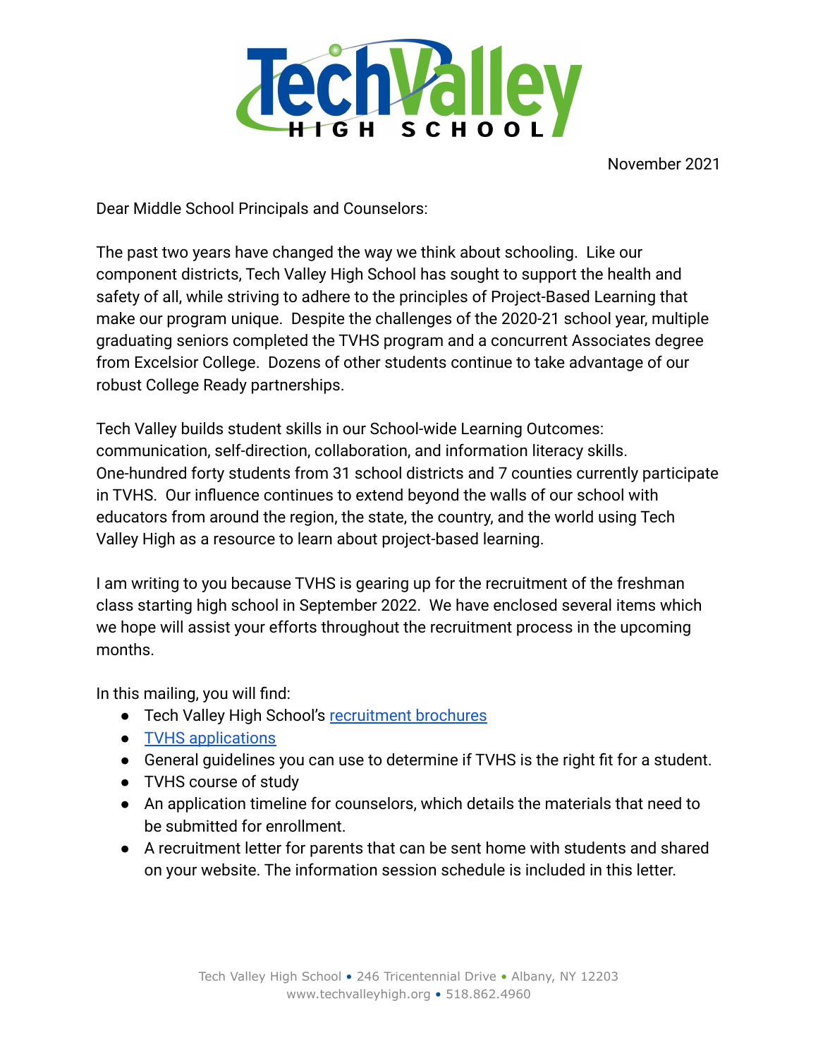# Tech Valley HIGH SCHOOL

November 2021

Dear Middle School Principals and Counselors:

The past two years have changed the way we think about schooling. Like our component districts, Tech Valley High School has sought to support the health and safety of all, while striving to adhere to the principles of Project-Based Learning that make our program unique. Despite the challenges of the 2020-21 school year, multiple graduating seniors completed the TVHS program and a concurrent Associates degree from Excelsior College. Dozens of other students continue to take advantage of our robust College Ready partnerships.

Tech Valley builds student skills in our School-wide Learning Outcomes: communication, self-direction, collaboration, and information literacy skills. One-hundred forty students from 31 school districts and 7 counties currently participate in TVHS. Our influence continues to extend beyond the walls of our school with educators from around the region, the state, the country, and the world using Tech Valley High as a resource to learn about project-based learning.

I am writing to you because TVHS is gearing up for the recruitment of the freshman class starting high school in September 2022. We have enclosed several items which we hope will assist your efforts throughout the recruitment process in the upcoming months.

In this mailing, you will find:

- Tech Valley High School's recruitment brochures
- TVHS applications
- General guidelines you can use to determine if TVHS is the right fit for a student.
- TVHS course of study
- An application timeline for counselors, which details the materials that need to be submitted for enrollment.
- A recruitment letter for parents that can be sent home with students and shared on your website. The information session schedule is included in this letter.

Tech Valley High School • 246 Tricentennial Drive • Albany, NY 12203
www.techvalleyhigh.org • 518.862.4960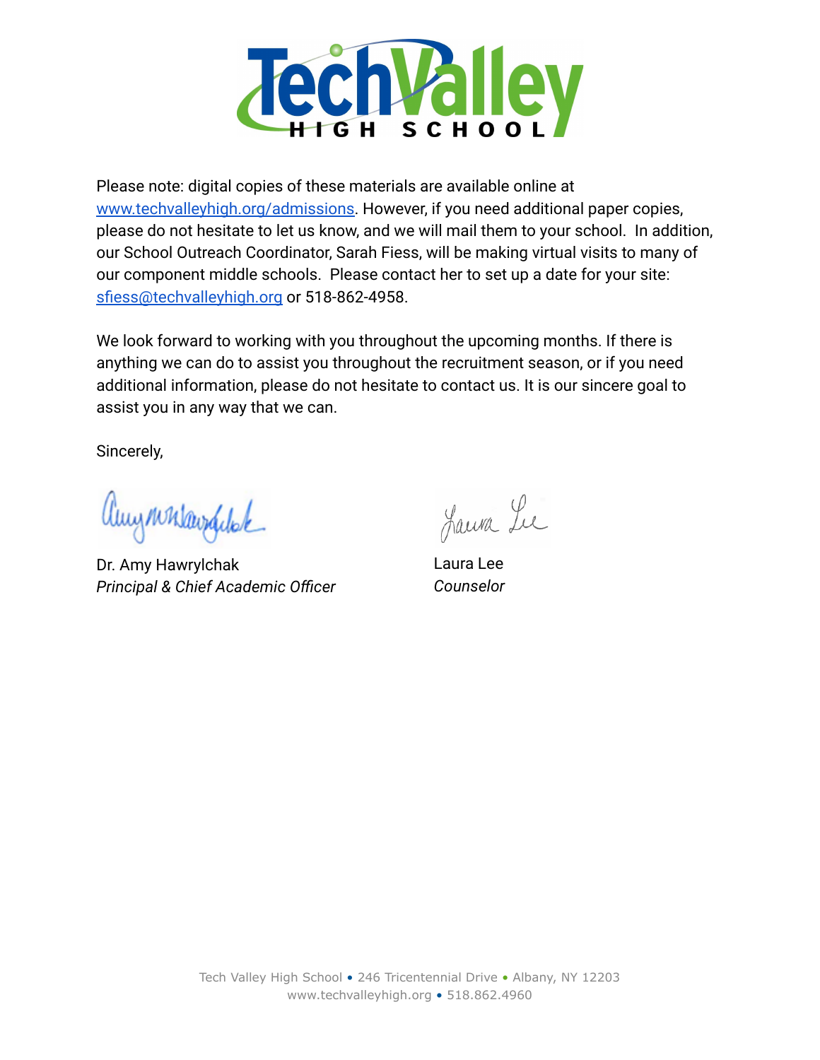Please note: digital copies of these materials are available online at [www.techvalleyhigh.org/admissions](http://www.techvalleyhigh.org/admissions). However, if you need additional paper copies, please do not hesitate to let us know, and we will mail them to your school. In addition, our School Outreach Coordinator, Sarah Fiess, will be making virtual visits to many of our component middle schools. Please contact her to set up a date for your site: [sfiess@techvalleyhigh.org](mailto:sfiess@techvalleyhigh.org) or 518-862-4958.

We look forward to working with you throughout the upcoming months. If there is anything we can do to assist you throughout the recruitment season, or if you need additional information, please do not hesitate to contact us. It is our sincere goal to assist you in any way that we can.

Sincerely,

Dr. Amy Hawrylchak
*Principal & Chief Academic Officer*

Laura Lee
*Counselor*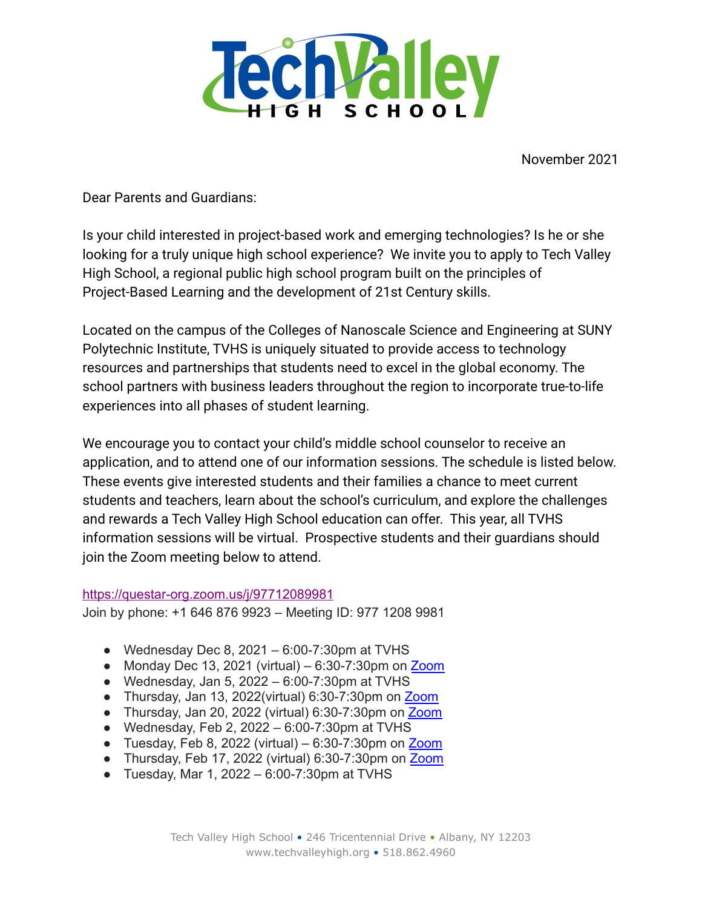# Tech Valley HIGH SCHOOL

November 2021

Dear Parents and Guardians:

Is your child interested in project-based work and emerging technologies? Is he or she looking for a truly unique high school experience? We invite you to apply to Tech Valley High School, a regional public high school program built on the principles of Project-Based Learning and the development of 21st Century skills.

Located on the campus of the Colleges of Nanoscale Science and Engineering at SUNY Polytechnic Institute, TVHS is uniquely situated to provide access to technology resources and partnerships that students need to excel in the global economy. The school partners with business leaders throughout the region to incorporate true-to-life experiences into all phases of student learning.

We encourage you to contact your child's middle school counselor to receive an application, and to attend one of our information sessions. The schedule is listed below. These events give interested students and their families a chance to meet current students and teachers, learn about the school's curriculum, and explore the challenges and rewards a Tech Valley High School education can offer. This year, all TVHS information sessions will be virtual. Prospective students and their guardians should join the Zoom meeting below to attend.

https://questar-org.zoom.us/j/97712089981
Join by phone: +1 646 876 9923 – Meeting ID: 977 1208 9981

- Wednesday Dec 8, 2021 – 6:00-7:30pm at TVHS
- Monday Dec 13, 2021 (virtual) – 6:30-7:30pm on Zoom
- Wednesday, Jan 5, 2022 – 6:00-7:30pm at TVHS
- Thursday, Jan 13, 2022(virtual) 6:30-7:30pm on Zoom
- Thursday, Jan 20, 2022 (virtual) 6:30-7:30pm on Zoom
- Wednesday, Feb 2, 2022 – 6:00-7:30pm at TVHS
- Tuesday, Feb 8, 2022 (virtual) – 6:30-7:30pm on Zoom
- Thursday, Feb 17, 2022 (virtual) 6:30-7:30pm on Zoom
- Tuesday, Mar 1, 2022 – 6:00-7:30pm at TVHS

Tech Valley High School • 246 Tricentennial Drive • Albany, NY 12203
www.techvalleyhigh.org • 518.862.4960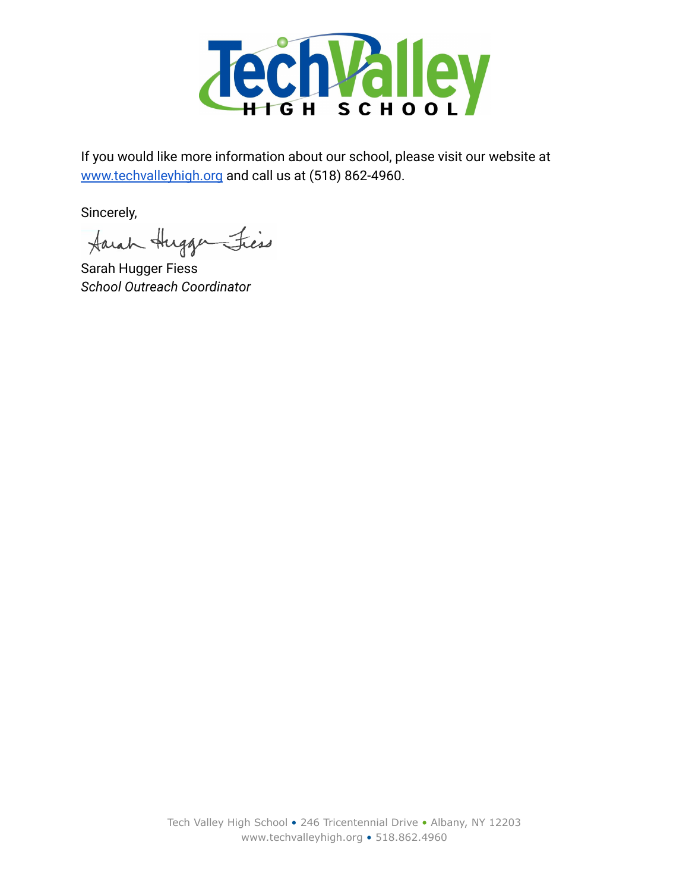If you would like more information about our school, please visit our website at [www.techvalleyhigh.org](http://www.techvalleyhigh.org) and call us at (518) 862-4960.

Sincerely,

Sarah Hugger Fiess
*School Outreach Coordinator*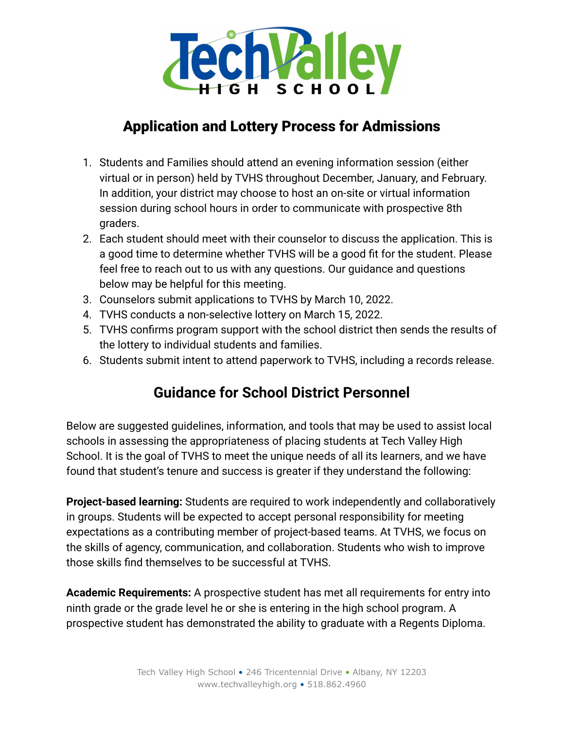## Application and Lottery Process for Admissions

1. Students and Families should attend an evening information session (either virtual or in person) held by TVHS throughout December, January, and February. In addition, your district may choose to host an on-site or virtual information session during school hours in order to communicate with prospective 8th graders.
2. Each student should meet with their counselor to discuss the application. This is a good time to determine whether TVHS will be a good fit for the student. Please feel free to reach out to us with any questions. Our guidance and questions below may be helpful for this meeting.
3. Counselors submit applications to TVHS by March 10, 2022.
4. TVHS conducts a non-selective lottery on March 15, 2022.
5. TVHS confirms program support with the school district then sends the results of the lottery to individual students and families.
6. Students submit intent to attend paperwork to TVHS, including a records release.

## Guidance for School District Personnel

Below are suggested guidelines, information, and tools that may be used to assist local schools in assessing the appropriateness of placing students at Tech Valley High School. It is the goal of TVHS to meet the unique needs of all its learners, and we have found that student's tenure and success is greater if they understand the following:

**Project-based learning:** Students are required to work independently and collaboratively in groups. Students will be expected to accept personal responsibility for meeting expectations as a contributing member of project-based teams. At TVHS, we focus on the skills of agency, communication, and collaboration. Students who wish to improve those skills find themselves to be successful at TVHS.

**Academic Requirements:** A prospective student has met all requirements for entry into ninth grade or the grade level he or she is entering in the high school program. A prospective student has demonstrated the ability to graduate with a Regents Diploma.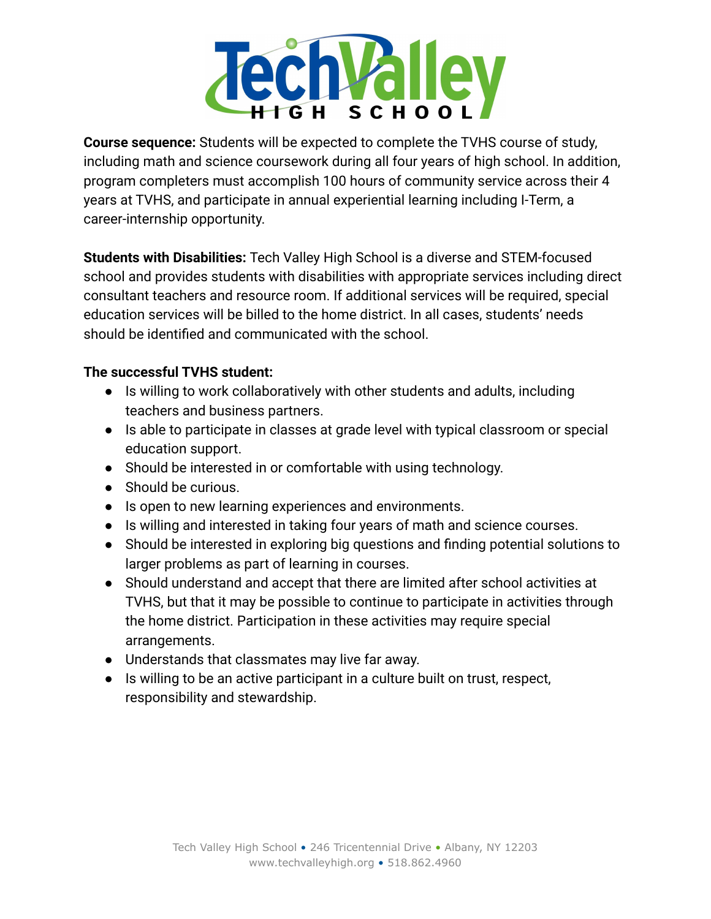**Course sequence:** Students will be expected to complete the TVHS course of study, including math and science coursework during all four years of high school. In addition, program completers must accomplish 100 hours of community service across their 4 years at TVHS, and participate in annual experiential learning including I-Term, a career-internship opportunity.

**Students with Disabilities:** Tech Valley High School is a diverse and STEM-focused school and provides students with disabilities with appropriate services including direct consultant teachers and resource room. If additional services will be required, special education services will be billed to the home district. In all cases, students' needs should be identified and communicated with the school.

**The successful TVHS student:**

- Is willing to work collaboratively with other students and adults, including teachers and business partners.
- Is able to participate in classes at grade level with typical classroom or special education support.
- Should be interested in or comfortable with using technology.
- Should be curious.
- Is open to new learning experiences and environments.
- Is willing and interested in taking four years of math and science courses.
- Should be interested in exploring big questions and finding potential solutions to larger problems as part of learning in courses.
- Should understand and accept that there are limited after school activities at TVHS, but that it may be possible to continue to participate in activities through the home district. Participation in these activities may require special arrangements.
- Understands that classmates may live far away.
- Is willing to be an active participant in a culture built on trust, respect, responsibility and stewardship.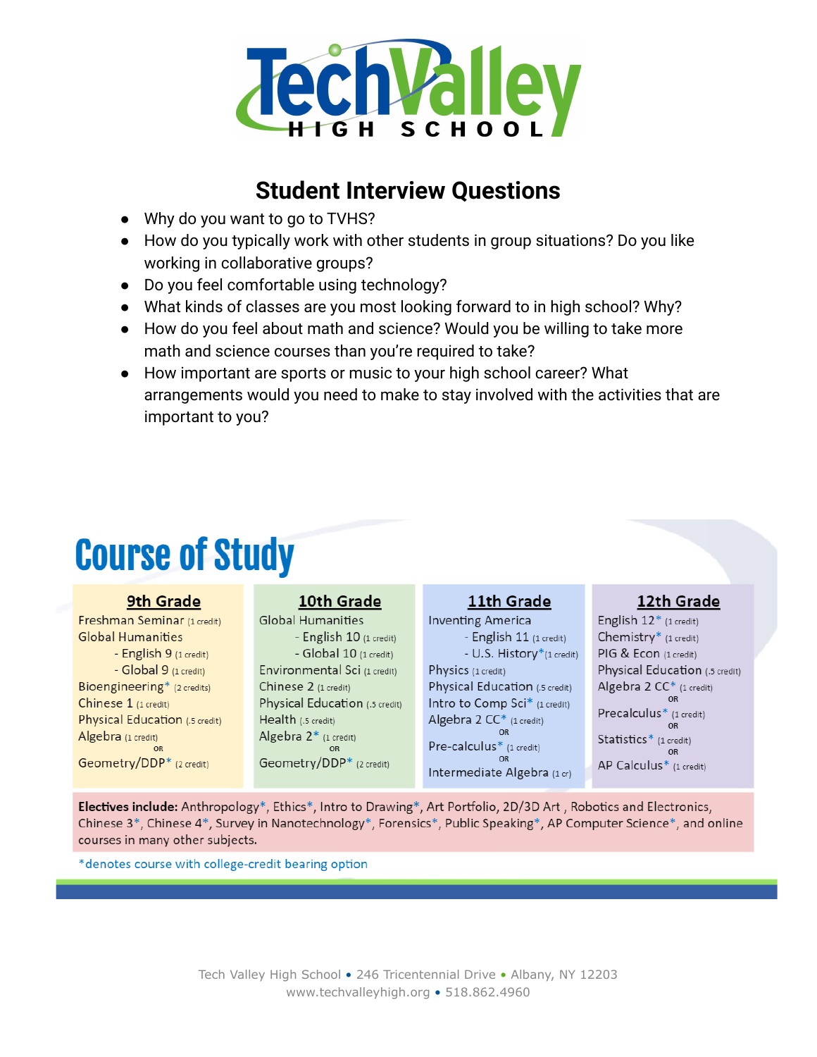# Tech Valley HIGH SCHOOL

## Student Interview Questions

- Why do you want to go to TVHS?
- How do you typically work with other students in group situations? Do you like working in collaborative groups?
- Do you feel comfortable using technology?
- What kinds of classes are you most looking forward to in high school? Why?
- How do you feel about math and science? Would you be willing to take more math and science courses than you're required to take?
- How important are sports or music to your high school career? What arrangements would you need to make to stay involved with the activities that are important to you?

# Course of Study

| 9th Grade | 10th Grade | 11th Grade | 12th Grade |
|---|---|---|---|
| Freshman Seminar (1 credit) | Global Humanities | Inventing America | English 12* (1 credit) |
| Global Humanities | - English 10 (1 credit) | - English 11 (1 credit) | Chemistry* (1 credit) |
| - English 9 (1 credit) | - Global 10 (1 credit) | - U.S. History* (1 credit) | PIG & Econ (1 credit) |
| - Global 9 (1 credit) | Environmental Sci (1 credit) | Physics (1 credit) | Physical Education (.5 credit) |
| Bioengineering* (2 credits) | Chinese 2 (1 credit) | Physical Education (.5 credit) | Algebra 2 CC* (1 credit) OR |
| Chinese 1 (1 credit) | Physical Education (.5 credit) | Intro to Comp Sci* (1 credit) | Precalculus* (1 credit) OR |
| Physical Education (.5 credit) | Health (.5 credit) | Algebra 2 CC* (1 credit) OR | Statistics* (1 credit) OR |
| Algebra (1 credit) OR | Algebra 2* (1 credit) OR | Pre-calculus* (1 credit) OR | AP Calculus* (1 credit) |
| Geometry/DDP* (2 credit) | Geometry/DDP* (2 credit) | Intermediate Algebra (1 cr) | |

**Electives include:** Anthropology*, Ethics*, Intro to Drawing*, Art Portfolio, 2D/3D Art , Robotics and Electronics, Chinese 3*, Chinese 4*, Survey in Nanotechnology*, Forensics*, Public Speaking*, AP Computer Science*, and online courses in many other subjects.

*denotes course with college-credit bearing option

Tech Valley High School • 246 Tricentennial Drive • Albany, NY 12203
www.techvalleyhigh.org • 518.862.4960